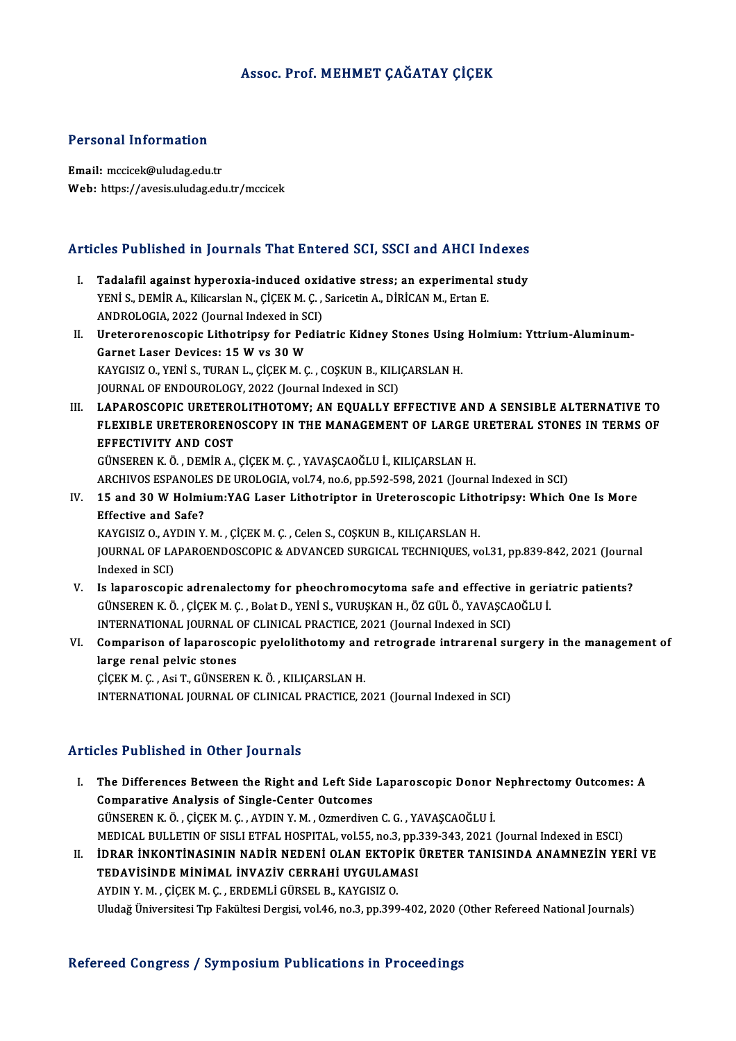# Assoc. Prof. MEHMET ÇAĞATAY ÇİÇEK

## Personal Information

**Email:** mccicek@uludag.edu.tr
**Web:** https://avesis.uludag.edu.tr/mccicek

## Articles Published in Journals That Entered SCI, SSCI and AHCI Indexes

I. **Tadalafil against hyperoxia-induced oxidative stress; an experimental study**
YENİ S., DEMİR A., Kilicarslan N., ÇİÇEK M. Ç. , Saricetin A., DİRİCAN M., Ertan E.
ANDROLOGIA, 2022 (Journal Indexed in SCI)

II. **Ureterorenoscopic Lithotripsy for Pediatric Kidney Stones Using Holmium: Yttrium-Aluminum-Garnet Laser Devices: 15 W vs 30 W**
KAYGISIZ O., YENİ S., TURAN L., ÇİÇEK M. Ç. , COŞKUN B., KILIÇARSLAN H.
JOURNAL OF ENDOUROLOGY, 2022 (Journal Indexed in SCI)

III. **LAPAROSCOPIC URETEROLITHOTOMY; AN EQUALLY EFFECTIVE AND A SENSIBLE ALTERNATIVE TO FLEXIBLE URETERORENOSCOPY IN THE MANAGEMENT OF LARGE URETERAL STONES IN TERMS OF EFFECTIVITY AND COST**
GÜNSEREN K. Ö. , DEMİR A., ÇİÇEK M. Ç. , YAVAŞCAOĞLU İ., KILIÇARSLAN H.
ARCHIVOS ESPANOLES DE UROLOGIA, vol.74, no.6, pp.592-598, 2021 (Journal Indexed in SCI)

IV. **15 and 30 W Holmium:YAG Laser Lithotriptor in Ureteroscopic Lithotripsy: Which One Is More Effective and Safe?**
KAYGISIZ O., AYDIN Y. M. , ÇİÇEK M. Ç. , Celen S., COŞKUN B., KILIÇARSLAN H.
JOURNAL OF LAPAROENDOSCOPIC & ADVANCED SURGICAL TECHNIQUES, vol.31, pp.839-842, 2021 (Journal Indexed in SCI)

V. **Is laparoscopic adrenalectomy for pheochromocytoma safe and effective in geriatric patients?**
GÜNSEREN K. Ö. , ÇİÇEK M. Ç. , Bolat D., YENİ S., VURUŞKAN H., ÖZ GÜL Ö., YAVAŞCAOĞLU İ.
INTERNATIONAL JOURNAL OF CLINICAL PRACTICE, 2021 (Journal Indexed in SCI)

VI. **Comparison of laparoscopic pyelolithotomy and retrograde intrarenal surgery in the management of large renal pelvic stones**
ÇİÇEK M. Ç. , Asi T., GÜNSEREN K. Ö. , KILIÇARSLAN H.
INTERNATIONAL JOURNAL OF CLINICAL PRACTICE, 2021 (Journal Indexed in SCI)

## Articles Published in Other Journals

I. **The Differences Between the Right and Left Side Laparoscopic Donor Nephrectomy Outcomes: A Comparative Analysis of Single-Center Outcomes**
GÜNSEREN K. Ö. , ÇİÇEK M. Ç. , AYDIN Y. M. , Ozmerdiven C. G. , YAVAŞCAOĞLU İ.
MEDICAL BULLETIN OF SISLI ETFAL HOSPITAL, vol.55, no.3, pp.339-343, 2021 (Journal Indexed in ESCI)

II. **İDRAR İNKONTİNASININ NADİR NEDENİ OLAN EKTOPİK ÜRETER TANISINDA ANAMNEZİN YERİ VE TEDAVİSİNDE MİNİMAL İNVAZİV CERRAHİ UYGULAMASI**
AYDIN Y. M. , ÇİÇEK M. Ç. , ERDEMLİ GÜRSEL B., KAYGISIZ O.
Uludağ Üniversitesi Tıp Fakültesi Dergisi, vol.46, no.3, pp.399-402, 2020 (Other Refereed National Journals)

## Refereed Congress / Symposium Publications in Proceedings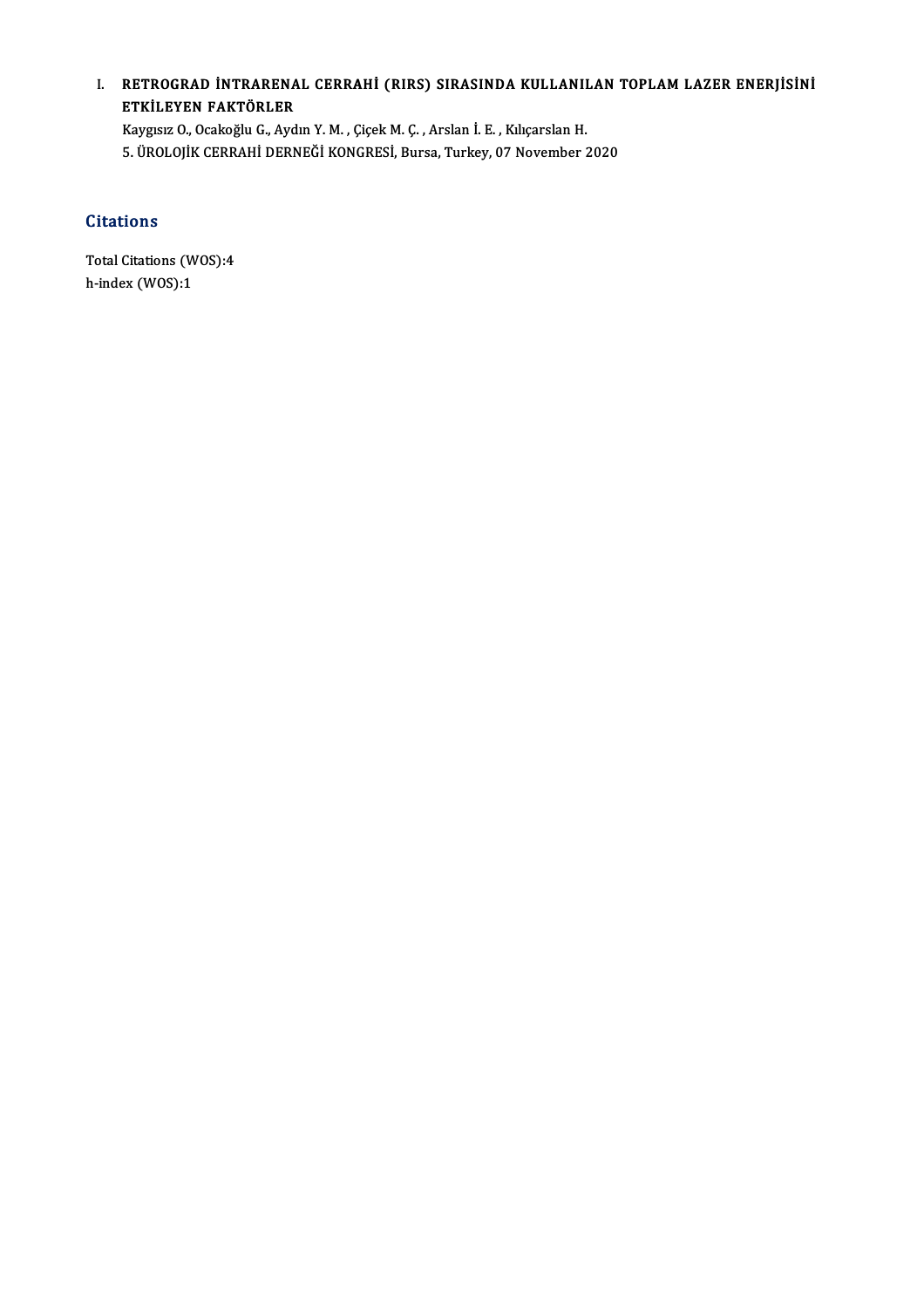I. **RETROGRAD İNTRARENAL CERRAHİ (RIRS) SIRASINDA KULLANILAN TOPLAM LAZER ENERJİSİNİ ETKİLEYEN FAKTÖRLER**
   Kaygısız O., Ocakoğlu G., Aydın Y. M. , Çiçek M. Ç. , Arslan İ. E. , Kılıçarslan H.
   5. ÜROLOJİK CERRAHİ DERNEĞİ KONGRESİ, Bursa, Turkey, 07 November 2020

## Citations

Total Citations (WOS):4
h-index (WOS):1